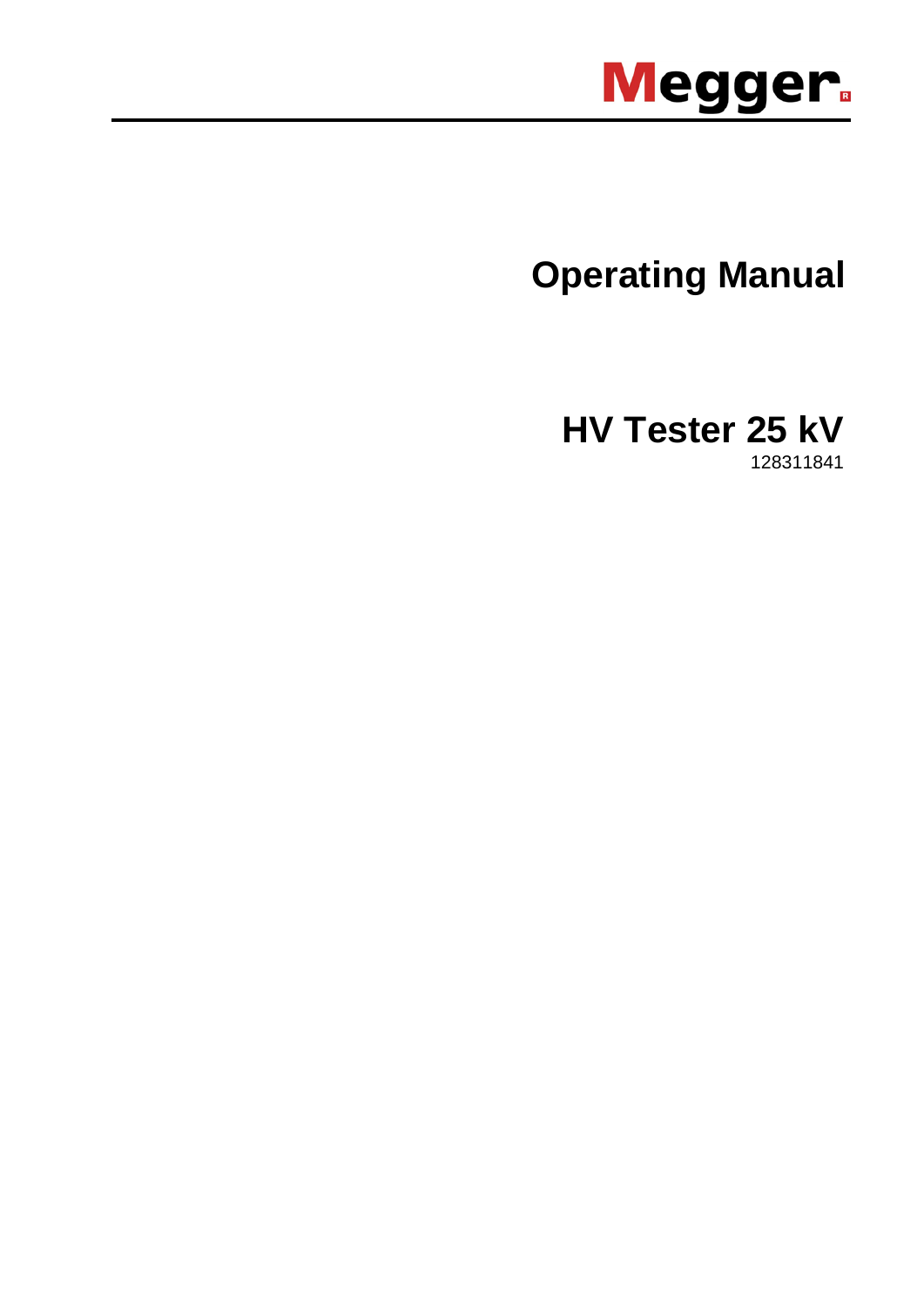Megger

# Operating Manual

# HV Tester 25 kV

128311841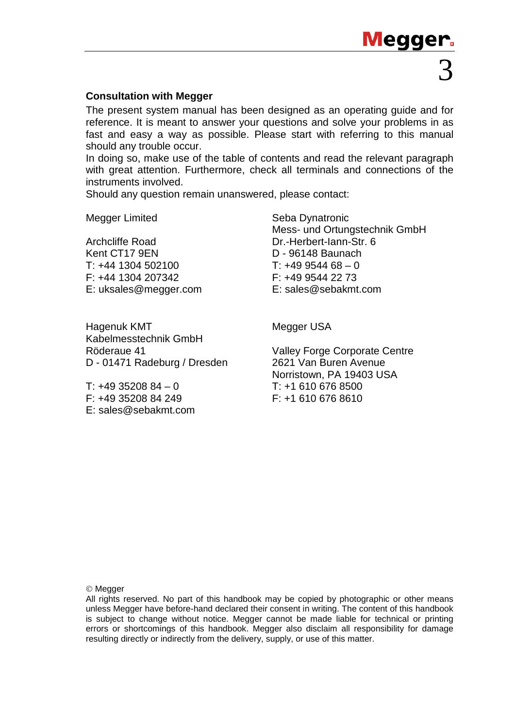**Consultation with Megger**

The present system manual has been designed as an operating guide and for reference. It is meant to answer your questions and solve your problems in as fast and easy a way as possible. Please start with referring to this manual should any trouble occur.

In doing so, make use of the table of contents and read the relevant paragraph with great attention. Furthermore, check all terminals and connections of the instruments involved.

Should any question remain unanswered, please contact:

Megger Limited

Archcliffe Road
Kent CT17 9EN
T: +44 1304 502100
F: +44 1304 207342
E: uksales@megger.com

Seba Dynatronic
Mess- und Ortungstechnik GmbH
Dr.-Herbert-Iann-Str. 6
D - 96148 Baunach
T: +49 9544 68 – 0
F: +49 9544 22 73
E: sales@sebakmt.com

Hagenuk KMT
Kabelmesstechnik GmbH
Röderaue 41
D - 01471 Radeburg / Dresden

T: +49 35208 84 – 0
F: +49 35208 84 249
E: sales@sebakmt.com

Megger USA

Valley Forge Corporate Centre
2621 Van Buren Avenue
Norristown, PA 19403 USA
T: +1 610 676 8500
F: +1 610 676 8610

© Megger

All rights reserved. No part of this handbook may be copied by photographic or other means unless Megger have before-hand declared their consent in writing. The content of this handbook is subject to change without notice. Megger cannot be made liable for technical or printing errors or shortcomings of this handbook. Megger also disclaim all responsibility for damage resulting directly or indirectly from the delivery, supply, or use of this matter.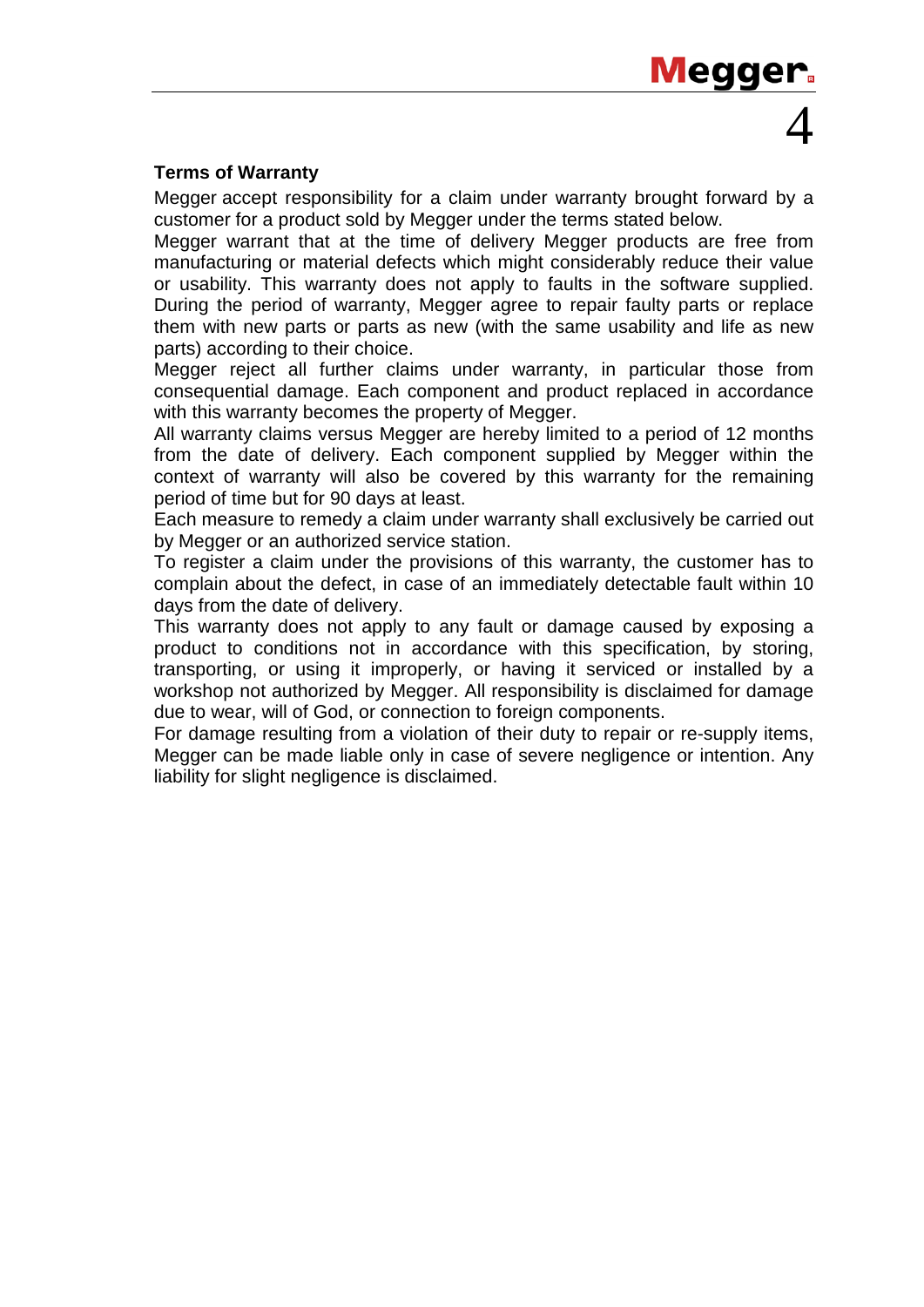**Terms of Warranty**

Megger accept responsibility for a claim under warranty brought forward by a customer for a product sold by Megger under the terms stated below.

Megger warrant that at the time of delivery Megger products are free from manufacturing or material defects which might considerably reduce their value or usability. This warranty does not apply to faults in the software supplied. During the period of warranty, Megger agree to repair faulty parts or replace them with new parts or parts as new (with the same usability and life as new parts) according to their choice.

Megger reject all further claims under warranty, in particular those from consequential damage. Each component and product replaced in accordance with this warranty becomes the property of Megger.

All warranty claims versus Megger are hereby limited to a period of 12 months from the date of delivery. Each component supplied by Megger within the context of warranty will also be covered by this warranty for the remaining period of time but for 90 days at least.

Each measure to remedy a claim under warranty shall exclusively be carried out by Megger or an authorized service station.

To register a claim under the provisions of this warranty, the customer has to complain about the defect, in case of an immediately detectable fault within 10 days from the date of delivery.

This warranty does not apply to any fault or damage caused by exposing a product to conditions not in accordance with this specification, by storing, transporting, or using it improperly, or having it serviced or installed by a workshop not authorized by Megger. All responsibility is disclaimed for damage due to wear, will of God, or connection to foreign components.

For damage resulting from a violation of their duty to repair or re-supply items, Megger can be made liable only in case of severe negligence or intention. Any liability for slight negligence is disclaimed.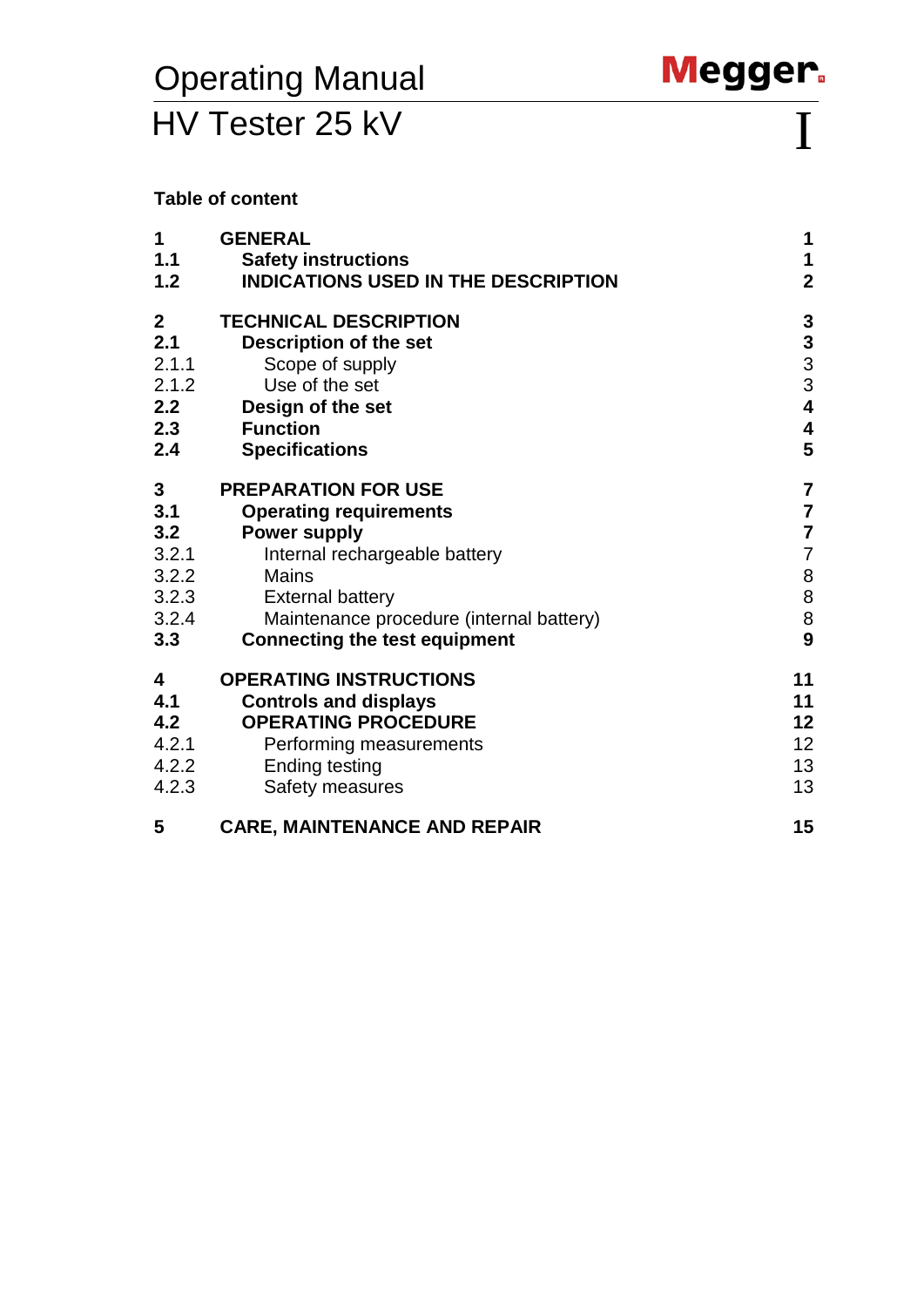# Operating Manual

# HV Tester 25 kV

**Table of content**

| | | |
|---|---|---|
| **1** | **GENERAL** | **1** |
| **1.1** | **Safety instructions** | **1** |
| **1.2** | **INDICATIONS USED IN THE DESCRIPTION** | **2** |
| **2** | **TECHNICAL DESCRIPTION** | **3** |
| **2.1** | **Description of the set** | **3** |
| 2.1.1 | Scope of supply | 3 |
| 2.1.2 | Use of the set | 3 |
| **2.2** | **Design of the set** | **4** |
| **2.3** | **Function** | **4** |
| **2.4** | **Specifications** | **5** |
| **3** | **PREPARATION FOR USE** | **7** |
| **3.1** | **Operating requirements** | **7** |
| **3.2** | **Power supply** | **7** |
| 3.2.1 | Internal rechargeable battery | 7 |
| 3.2.2 | Mains | 8 |
| 3.2.3 | External battery | 8 |
| 3.2.4 | Maintenance procedure (internal battery) | 8 |
| **3.3** | **Connecting the test equipment** | **9** |
| **4** | **OPERATING INSTRUCTIONS** | **11** |
| **4.1** | **Controls and displays** | **11** |
| **4.2** | **OPERATING PROCEDURE** | **12** |
| 4.2.1 | Performing measurements | 12 |
| 4.2.2 | Ending testing | 13 |
| 4.2.3 | Safety measures | 13 |
| **5** | **CARE, MAINTENANCE AND REPAIR** | **15** |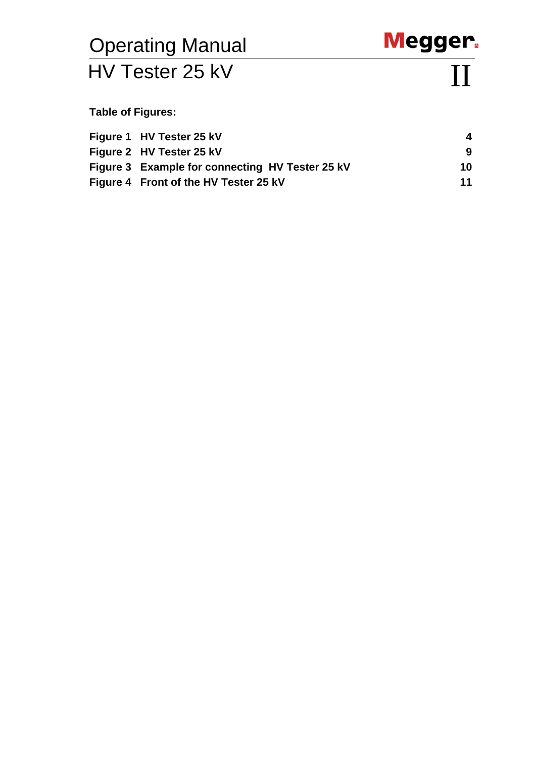**Table of Figures:**

| | |
|---|---|
| **Figure 1  HV Tester 25 kV** | **4** |
| **Figure 2  HV Tester 25 kV** | **9** |
| **Figure 3  Example for connecting  HV Tester 25 kV** | **10** |
| **Figure 4  Front of the HV Tester 25 kV** | **11** |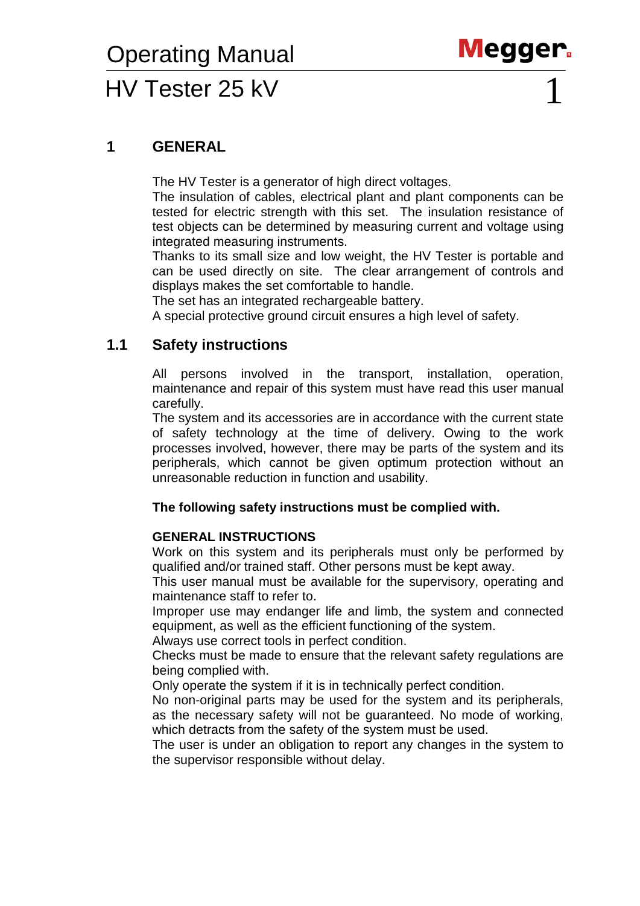# 1 GENERAL

The HV Tester is a generator of high direct voltages.
The insulation of cables, electrical plant and plant components can be tested for electric strength with this set. The insulation resistance of test objects can be determined by measuring current and voltage using integrated measuring instruments.
Thanks to its small size and low weight, the HV Tester is portable and can be used directly on site. The clear arrangement of controls and displays makes the set comfortable to handle.
The set has an integrated rechargeable battery.
A special protective ground circuit ensures a high level of safety.

## 1.1 Safety instructions

All persons involved in the transport, installation, operation, maintenance and repair of this system must have read this user manual carefully.
The system and its accessories are in accordance with the current state of safety technology at the time of delivery. Owing to the work processes involved, however, there may be parts of the system and its peripherals, which cannot be given optimum protection without an unreasonable reduction in function and usability.

**The following safety instructions must be complied with.**

**GENERAL INSTRUCTIONS**
Work on this system and its peripherals must only be performed by qualified and/or trained staff. Other persons must be kept away.
This user manual must be available for the supervisory, operating and maintenance staff to refer to.
Improper use may endanger life and limb, the system and connected equipment, as well as the efficient functioning of the system.
Always use correct tools in perfect condition.
Checks must be made to ensure that the relevant safety regulations are being complied with.
Only operate the system if it is in technically perfect condition.
No non-original parts may be used for the system and its peripherals, as the necessary safety will not be guaranteed. No mode of working, which detracts from the safety of the system must be used.
The user is under an obligation to report any changes in the system to the supervisor responsible without delay.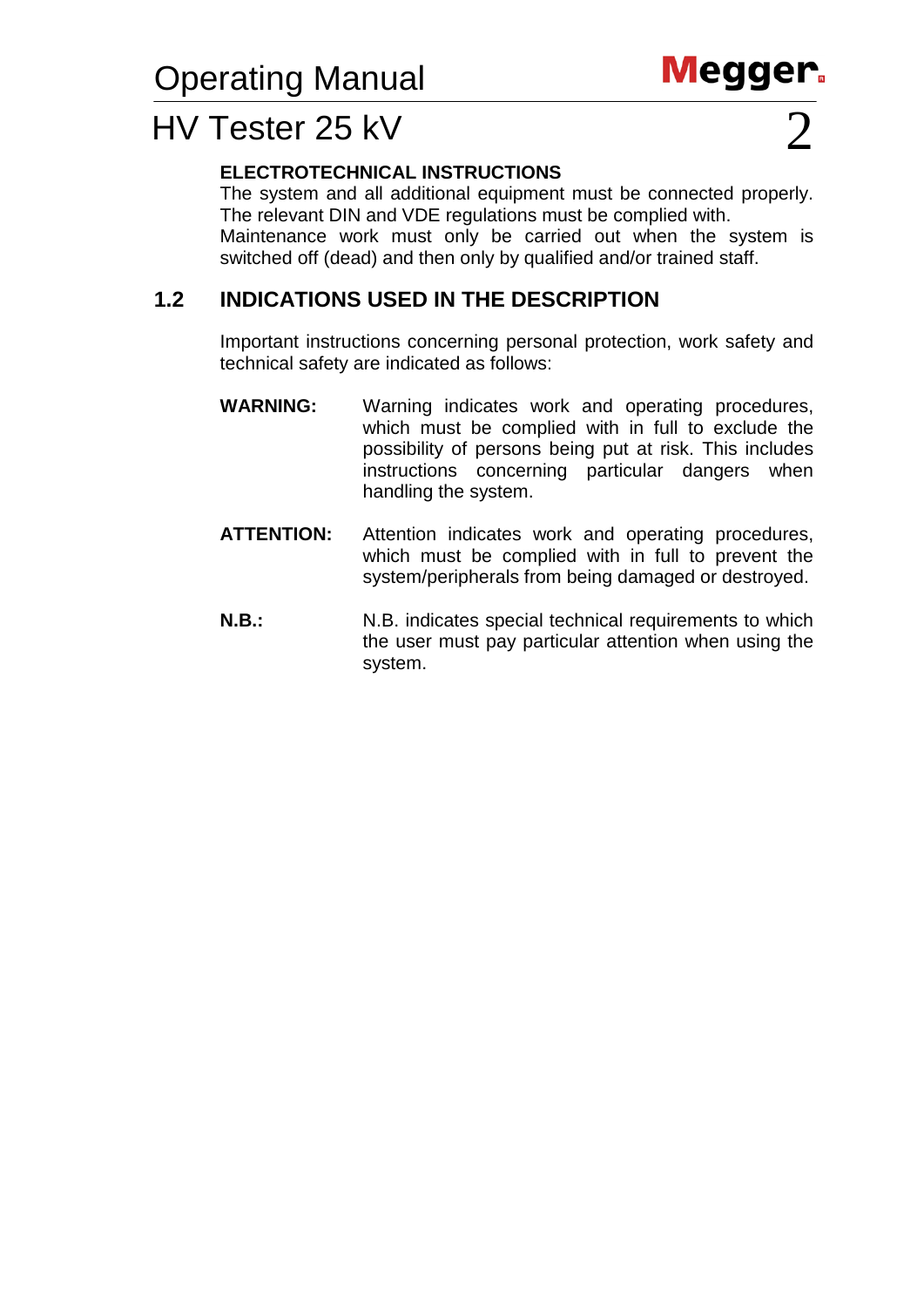**ELECTROTECHNICAL INSTRUCTIONS**

The system and all additional equipment must be connected properly. The relevant DIN and VDE regulations must be complied with.
Maintenance work must only be carried out when the system is switched off (dead) and then only by qualified and/or trained staff.

## 1.2 INDICATIONS USED IN THE DESCRIPTION

Important instructions concerning personal protection, work safety and technical safety are indicated as follows:

**WARNING:** Warning indicates work and operating procedures, which must be complied with in full to exclude the possibility of persons being put at risk. This includes instructions concerning particular dangers when handling the system.

**ATTENTION:** Attention indicates work and operating procedures, which must be complied with in full to prevent the system/peripherals from being damaged or destroyed.

**N.B.:** N.B. indicates special technical requirements to which the user must pay particular attention when using the system.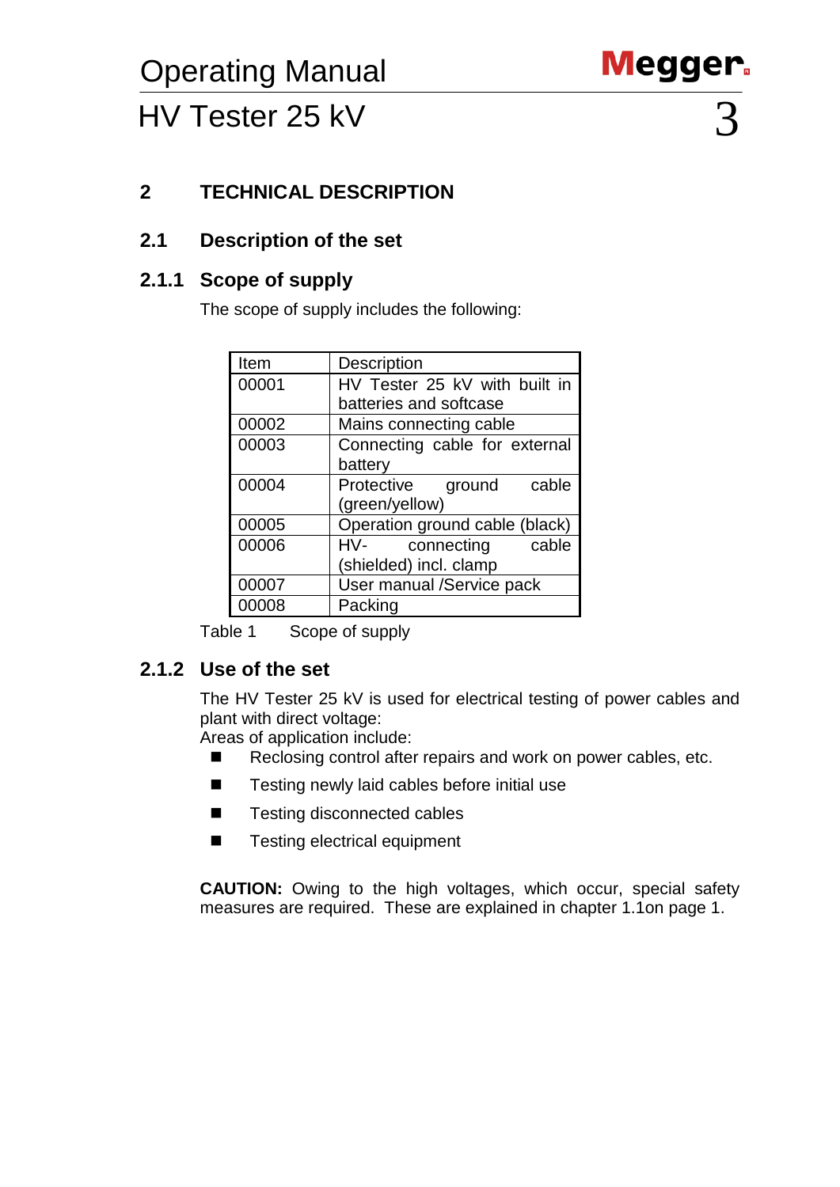## 2 TECHNICAL DESCRIPTION

### 2.1 Description of the set

#### 2.1.1 Scope of supply

The scope of supply includes the following:

| Item | Description |
|---|---|
| 00001 | HV Tester 25 kV with built in batteries and softcase |
| 00002 | Mains connecting cable |
| 00003 | Connecting cable for external battery |
| 00004 | Protective ground cable (green/yellow) |
| 00005 | Operation ground cable (black) |
| 00006 | HV- connecting cable (shielded) incl. clamp |
| 00007 | User manual /Service pack |
| 00008 | Packing |

Table 1 Scope of supply

#### 2.1.2 Use of the set

The HV Tester 25 kV is used for electrical testing of power cables and plant with direct voltage:
Areas of application include:

- Reclosing control after repairs and work on power cables, etc.
- Testing newly laid cables before initial use
- Testing disconnected cables
- Testing electrical equipment

**CAUTION:** Owing to the high voltages, which occur, special safety measures are required. These are explained in chapter 1.1on page 1.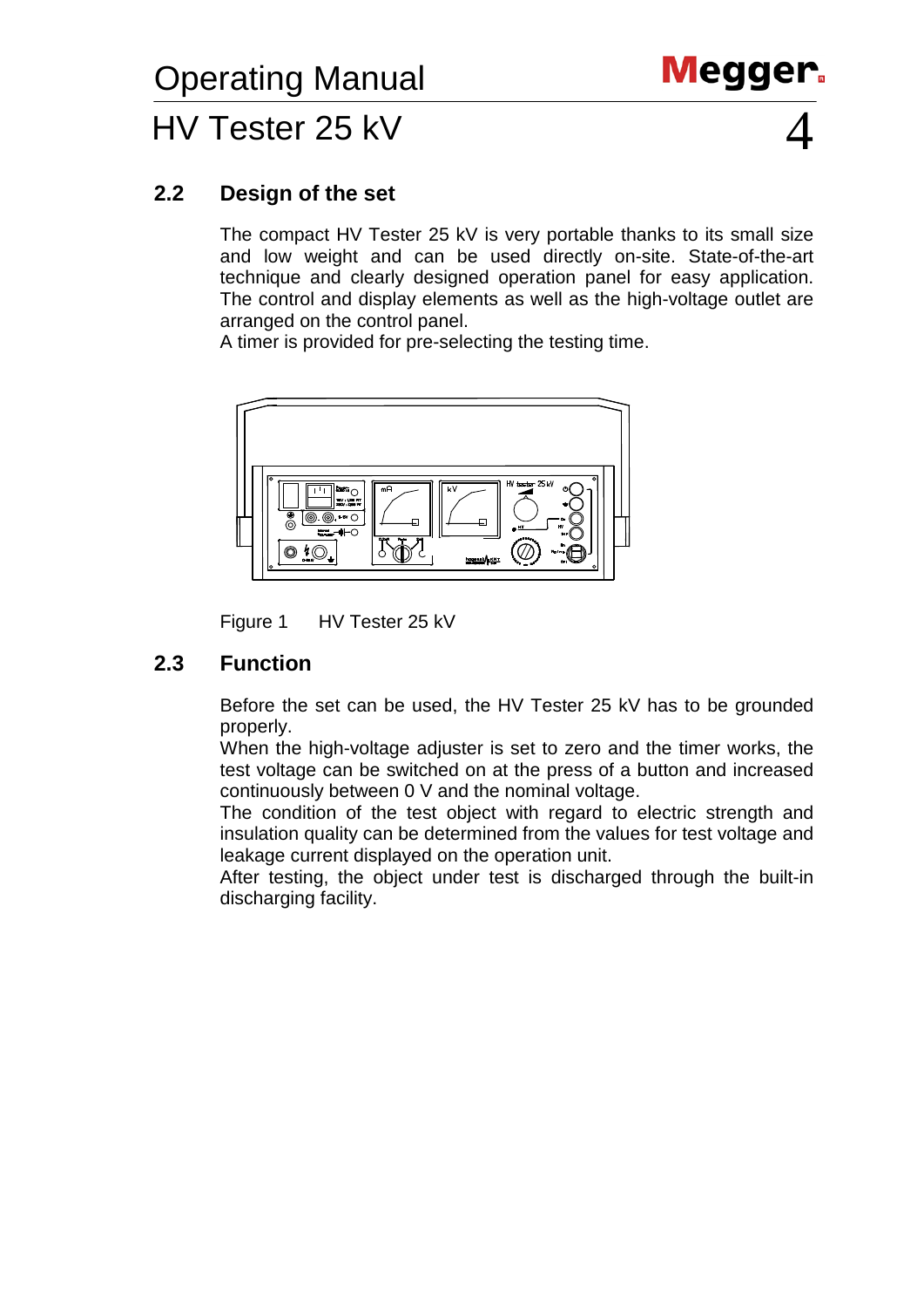## 2.2 Design of the set

The compact HV Tester 25 kV is very portable thanks to its small size and low weight and can be used directly on-site. State-of-the-art technique and clearly designed operation panel for easy application. The control and display elements as well as the high-voltage outlet are arranged on the control panel.
A timer is provided for pre-selecting the testing time.

Figure 1 HV Tester 25 kV

## 2.3 Function

Before the set can be used, the HV Tester 25 kV has to be grounded properly.
When the high-voltage adjuster is set to zero and the timer works, the test voltage can be switched on at the press of a button and increased continuously between 0 V and the nominal voltage.
The condition of the test object with regard to electric strength and insulation quality can be determined from the values for test voltage and leakage current displayed on the operation unit.
After testing, the object under test is discharged through the built-in discharging facility.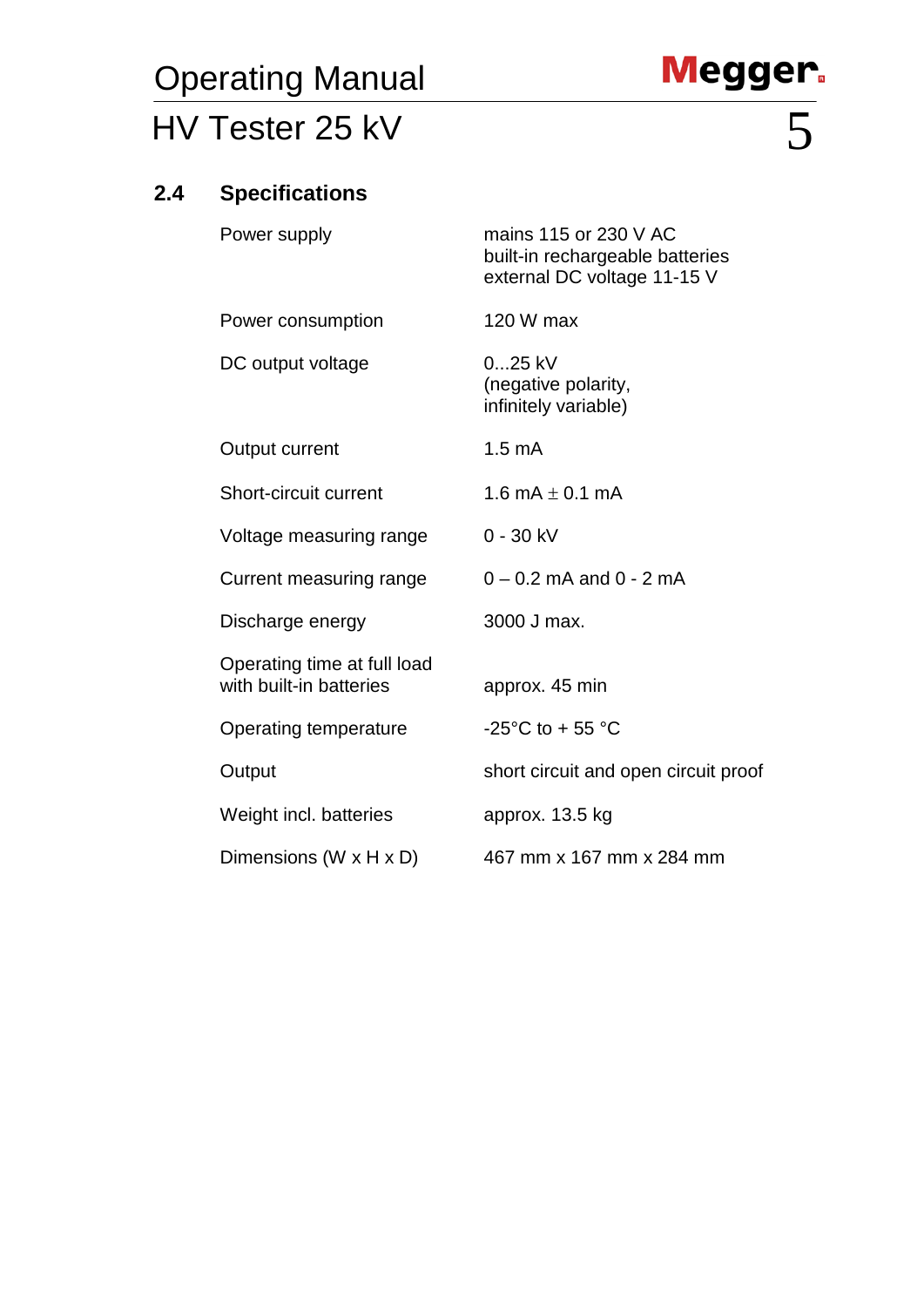## 2.4 Specifications

| | |
|---|---|
| Power supply | mains 115 or 230 V AC<br>built-in rechargeable batteries<br>external DC voltage 11-15 V |
| Power consumption | 120 W max |
| DC output voltage | 0...25 kV<br>(negative polarity,<br>infinitely variable) |
| Output current | 1.5 mA |
| Short-circuit current | 1.6 mA ± 0.1 mA |
| Voltage measuring range | 0 - 30 kV |
| Current measuring range | 0 – 0.2 mA and 0 - 2 mA |
| Discharge energy | 3000 J max. |
| Operating time at full load with built-in batteries | approx. 45 min |
| Operating temperature | -25°C to + 55 °C |
| Output | short circuit and open circuit proof |
| Weight incl. batteries | approx. 13.5 kg |
| Dimensions (W x H x D) | 467 mm x 167 mm x 284 mm |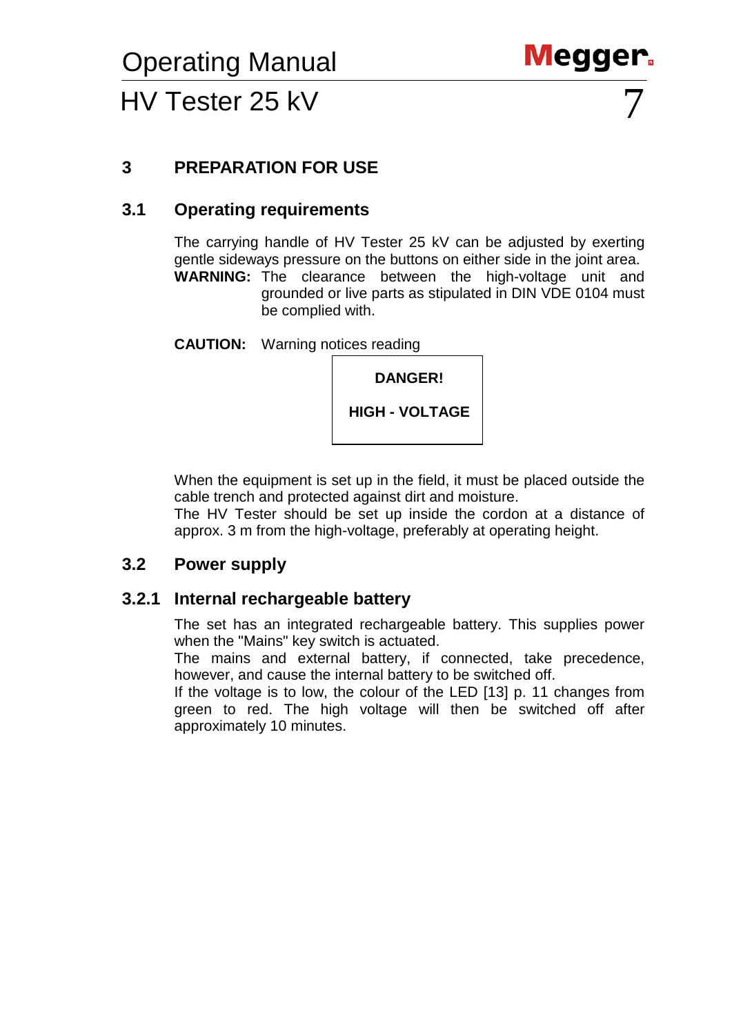# 3 PREPARATION FOR USE

## 3.1 Operating requirements

The carrying handle of HV Tester 25 kV can be adjusted by exerting gentle sideways pressure on the buttons on either side in the joint area.

**WARNING:** The clearance between the high-voltage unit and grounded or live parts as stipulated in DIN VDE 0104 must be complied with.

**CAUTION:** Warning notices reading

| **DANGER!** |
|---|
| **HIGH - VOLTAGE** |

When the equipment is set up in the field, it must be placed outside the cable trench and protected against dirt and moisture.

The HV Tester should be set up inside the cordon at a distance of approx. 3 m from the high-voltage, preferably at operating height.

## 3.2 Power supply

### 3.2.1 Internal rechargeable battery

The set has an integrated rechargeable battery. This supplies power when the "Mains" key switch is actuated.

The mains and external battery, if connected, take precedence, however, and cause the internal battery to be switched off.

If the voltage is to low, the colour of the LED [13] p. 11 changes from green to red. The high voltage will then be switched off after approximately 10 minutes.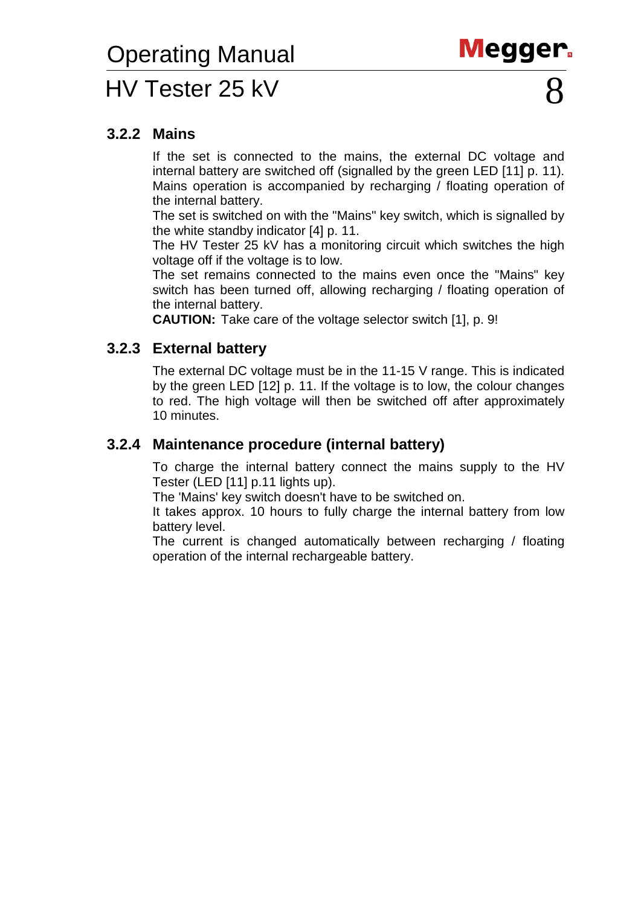### 3.2.2 Mains

If the set is connected to the mains, the external DC voltage and internal battery are switched off (signalled by the green LED [11] p. 11). Mains operation is accompanied by recharging / floating operation of the internal battery.
The set is switched on with the "Mains" key switch, which is signalled by the white standby indicator [4] p. 11.
The HV Tester 25 kV has a monitoring circuit which switches the high voltage off if the voltage is to low.
The set remains connected to the mains even once the "Mains" key switch has been turned off, allowing recharging / floating operation of the internal battery.
**CAUTION:** Take care of the voltage selector switch [1], p. 9!

### 3.2.3 External battery

The external DC voltage must be in the 11-15 V range. This is indicated by the green LED [12] p. 11. If the voltage is to low, the colour changes to red. The high voltage will then be switched off after approximately 10 minutes.

### 3.2.4 Maintenance procedure (internal battery)

To charge the internal battery connect the mains supply to the HV Tester (LED [11] p.11 lights up).
The 'Mains' key switch doesn't have to be switched on.
It takes approx. 10 hours to fully charge the internal battery from low battery level.
The current is changed automatically between recharging / floating operation of the internal rechargeable battery.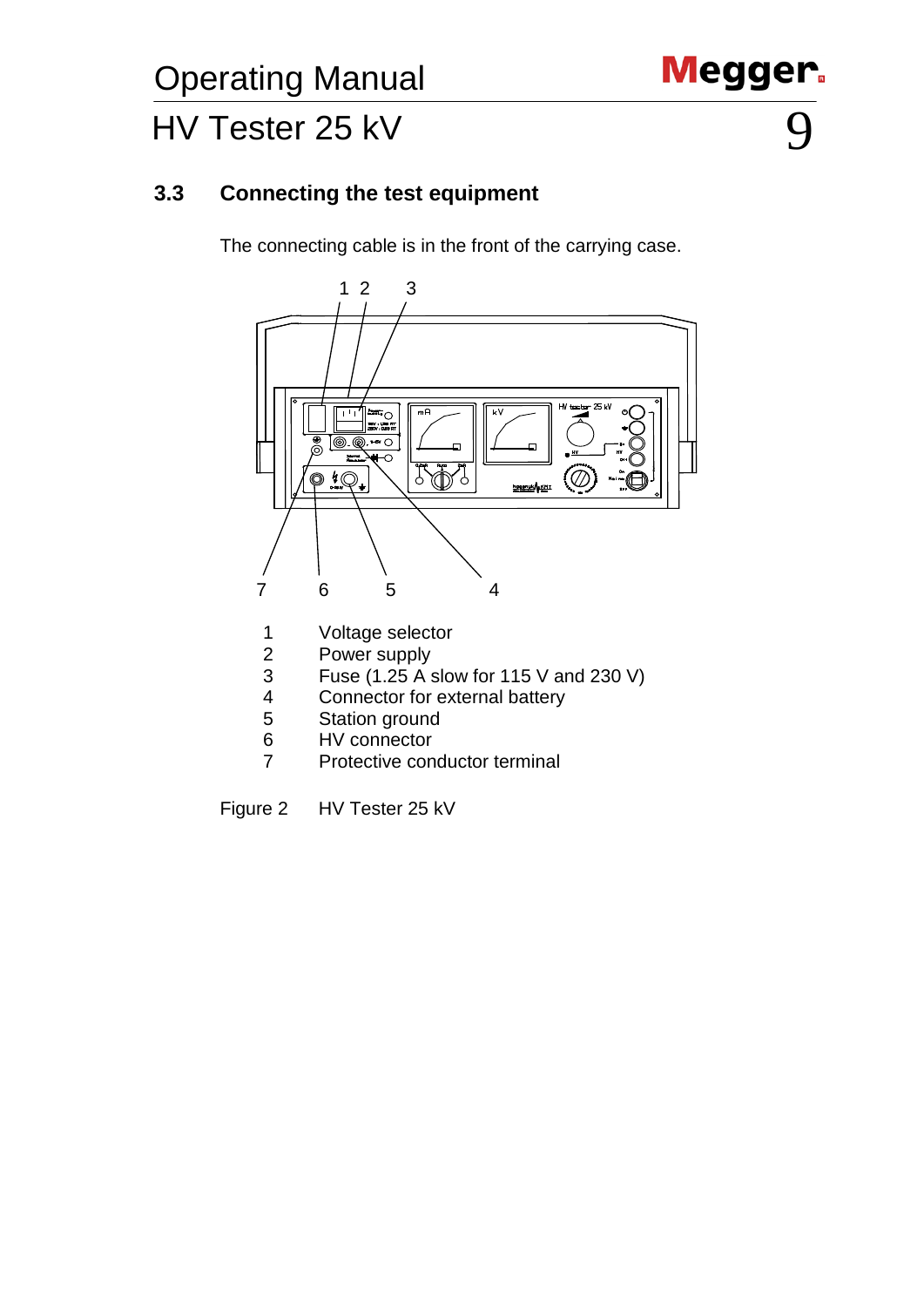### 3.3 Connecting the test equipment

The connecting cable is in the front of the carrying case.

| | |
|---|---|
| 1 | Voltage selector |
| 2 | Power supply |
| 3 | Fuse (1.25 A slow for 115 V and 230 V) |
| 4 | Connector for external battery |
| 5 | Station ground |
| 6 | HV connector |
| 7 | Protective conductor terminal |

Figure 2 HV Tester 25 kV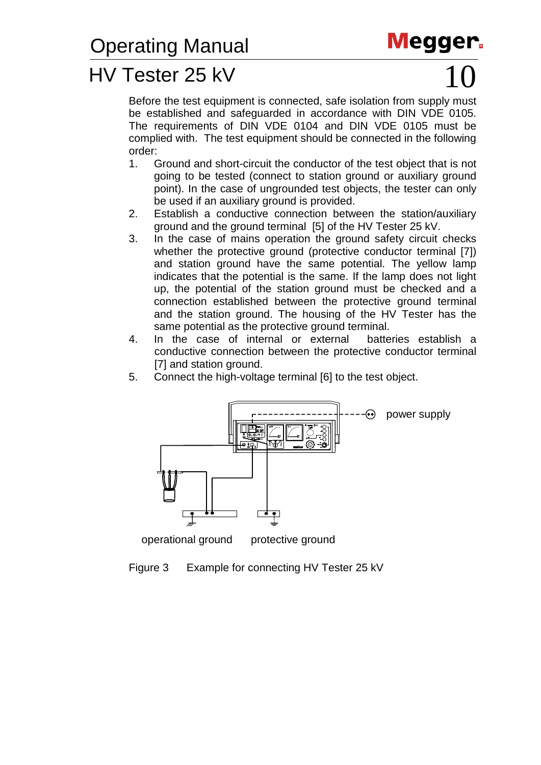Before the test equipment is connected, safe isolation from supply must be established and safeguarded in accordance with DIN VDE 0105. The requirements of DIN VDE 0104 and DIN VDE 0105 must be complied with. The test equipment should be connected in the following order:

1. Ground and short-circuit the conductor of the test object that is not going to be tested (connect to station ground or auxiliary ground point). In the case of ungrounded test objects, the tester can only be used if an auxiliary ground is provided.
2. Establish a conductive connection between the station/auxiliary ground and the ground terminal [5] of the HV Tester 25 kV.
3. In the case of mains operation the ground safety circuit checks whether the protective ground (protective conductor terminal [7]) and station ground have the same potential. The yellow lamp indicates that the potential is the same. If the lamp does not light up, the potential of the station ground must be checked and a connection established between the protective ground terminal and the station ground. The housing of the HV Tester has the same potential as the protective ground terminal.
4. In the case of internal or external batteries establish a conductive connection between the protective conductor terminal [7] and station ground.
5. Connect the high-voltage terminal [6] to the test object.

power supply

operational ground protective ground

Figure 3 Example for connecting HV Tester 25 kV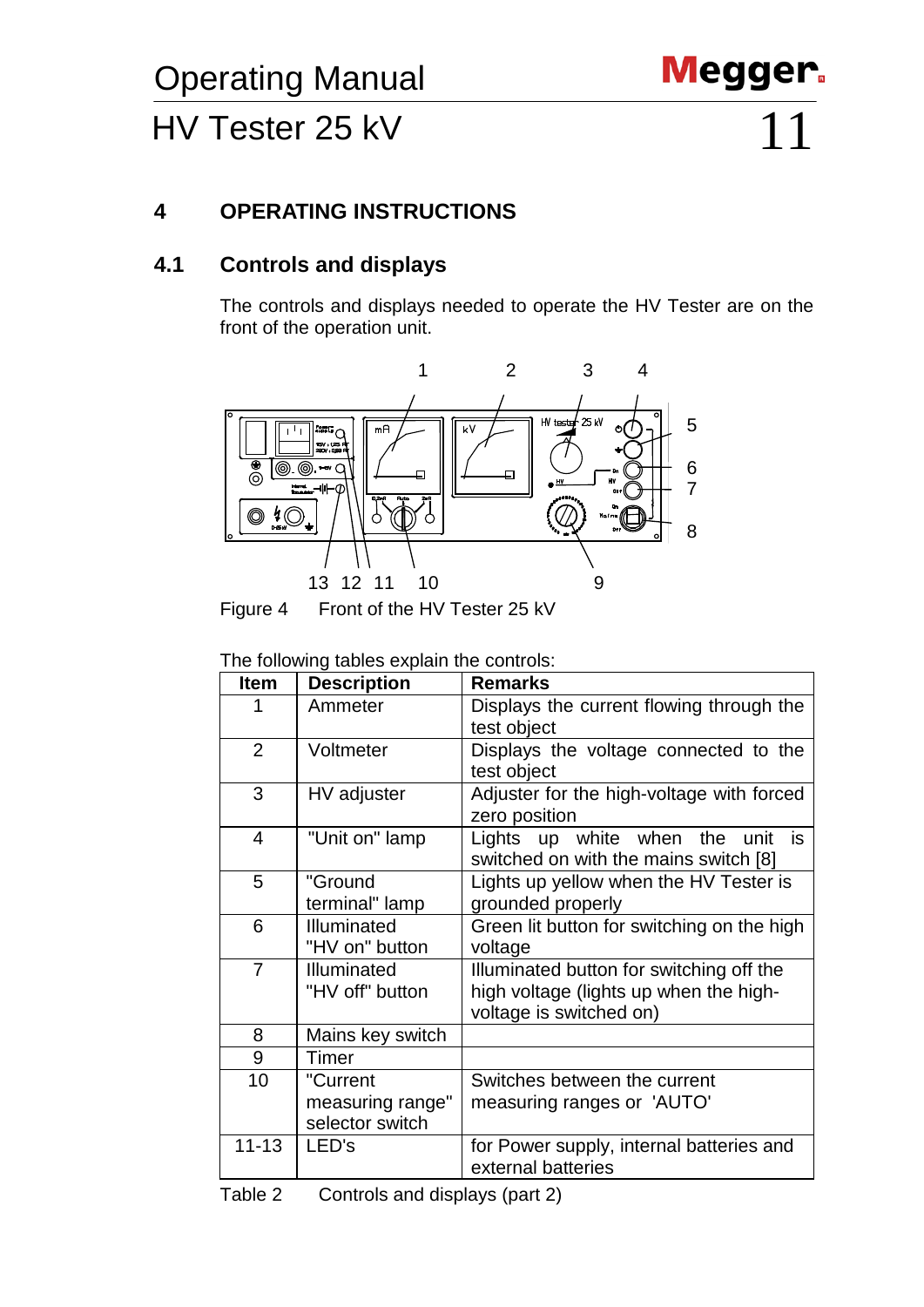## 4 OPERATING INSTRUCTIONS

### 4.1 Controls and displays

The controls and displays needed to operate the HV Tester are on the front of the operation unit.

Figure 4 Front of the HV Tester 25 kV

The following tables explain the controls:

| Item | Description | Remarks |
|---|---|---|
| 1 | Ammeter | Displays the current flowing through the test object |
| 2 | Voltmeter | Displays the voltage connected to the test object |
| 3 | HV adjuster | Adjuster for the high-voltage with forced zero position |
| 4 | "Unit on" lamp | Lights up white when the unit is switched on with the mains switch [8] |
| 5 | "Ground terminal" lamp | Lights up yellow when the HV Tester is grounded properly |
| 6 | Illuminated "HV on" button | Green lit button for switching on the high voltage |
| 7 | Illuminated "HV off" button | Illuminated button for switching off the high voltage (lights up when the high-voltage is switched on) |
| 8 | Mains key switch | |
| 9 | Timer | |
| 10 | "Current measuring range" selector switch | Switches between the current measuring ranges or 'AUTO' |
| 11-13 | LED's | for Power supply, internal batteries and external batteries |

Table 2 Controls and displays (part 2)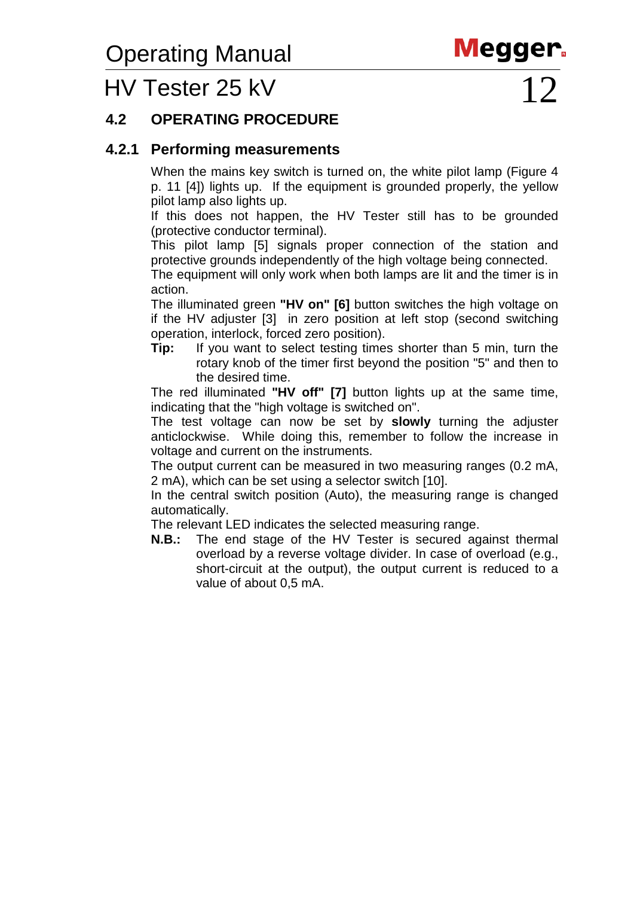## 4.2 OPERATING PROCEDURE

### 4.2.1 Performing measurements

When the mains key switch is turned on, the white pilot lamp (Figure 4 p. 11 [4]) lights up. If the equipment is grounded properly, the yellow pilot lamp also lights up.

If this does not happen, the HV Tester still has to be grounded (protective conductor terminal).

This pilot lamp [5] signals proper connection of the station and protective grounds independently of the high voltage being connected.

The equipment will only work when both lamps are lit and the timer is in action.

The illuminated green **"HV on" [6]** button switches the high voltage on if the HV adjuster [3] in zero position at left stop (second switching operation, interlock, forced zero position).

**Tip:** If you want to select testing times shorter than 5 min, turn the rotary knob of the timer first beyond the position "5" and then to the desired time.

The red illuminated **"HV off" [7]** button lights up at the same time, indicating that the "high voltage is switched on".

The test voltage can now be set by **slowly** turning the adjuster anticlockwise. While doing this, remember to follow the increase in voltage and current on the instruments.

The output current can be measured in two measuring ranges (0.2 mA, 2 mA), which can be set using a selector switch [10].

In the central switch position (Auto), the measuring range is changed automatically.

The relevant LED indicates the selected measuring range.

**N.B.:** The end stage of the HV Tester is secured against thermal overload by a reverse voltage divider. In case of overload (e.g., short-circuit at the output), the output current is reduced to a value of about 0,5 mA.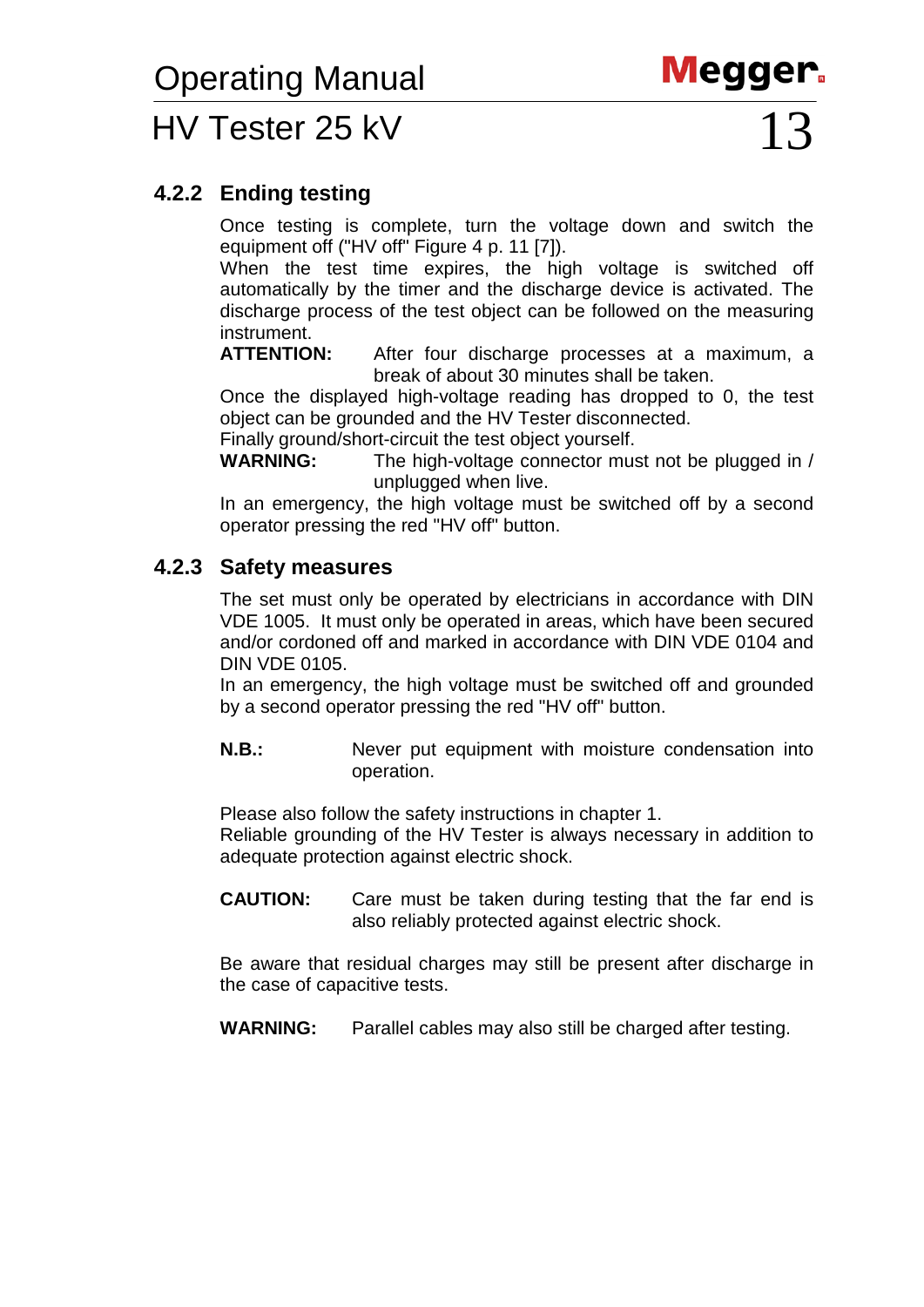### 4.2.2 Ending testing

Once testing is complete, turn the voltage down and switch the equipment off ("HV off" Figure 4 p. 11 [7]).
When the test time expires, the high voltage is switched off automatically by the timer and the discharge device is activated. The discharge process of the test object can be followed on the measuring instrument.

**ATTENTION:** After four discharge processes at a maximum, a break of about 30 minutes shall be taken.

Once the displayed high-voltage reading has dropped to 0, the test object can be grounded and the HV Tester disconnected.
Finally ground/short-circuit the test object yourself.

**WARNING:** The high-voltage connector must not be plugged in / unplugged when live.

In an emergency, the high voltage must be switched off by a second operator pressing the red "HV off" button.

### 4.2.3 Safety measures

The set must only be operated by electricians in accordance with DIN VDE 1005. It must only be operated in areas, which have been secured and/or cordoned off and marked in accordance with DIN VDE 0104 and DIN VDE 0105.
In an emergency, the high voltage must be switched off and grounded by a second operator pressing the red "HV off" button.

**N.B.:** Never put equipment with moisture condensation into operation.

Please also follow the safety instructions in chapter 1.
Reliable grounding of the HV Tester is always necessary in addition to adequate protection against electric shock.

**CAUTION:** Care must be taken during testing that the far end is also reliably protected against electric shock.

Be aware that residual charges may still be present after discharge in the case of capacitive tests.

**WARNING:** Parallel cables may also still be charged after testing.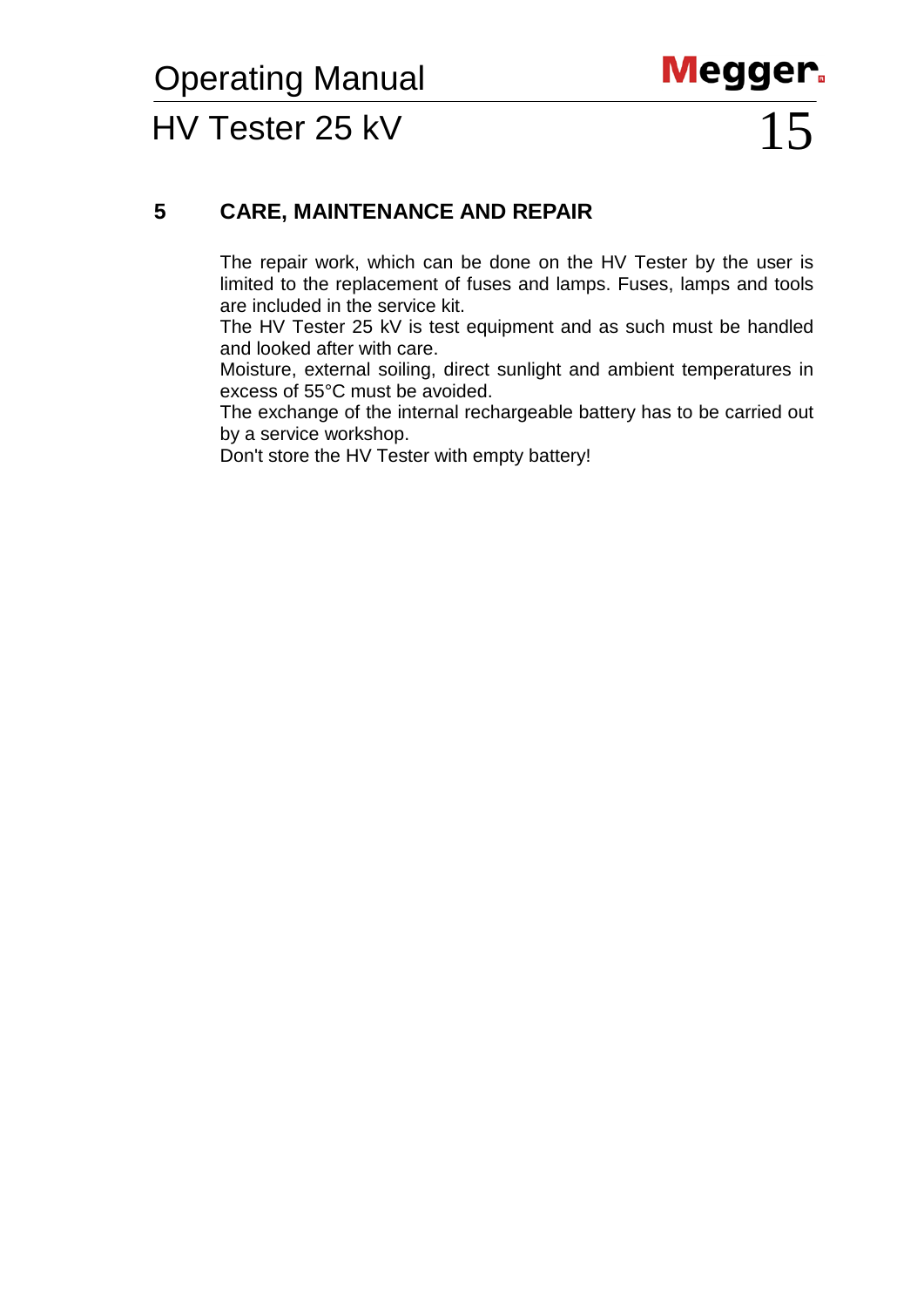# 5 CARE, MAINTENANCE AND REPAIR

The repair work, which can be done on the HV Tester by the user is limited to the replacement of fuses and lamps. Fuses, lamps and tools are included in the service kit.
The HV Tester 25 kV is test equipment and as such must be handled and looked after with care.
Moisture, external soiling, direct sunlight and ambient temperatures in excess of 55°C must be avoided.
The exchange of the internal rechargeable battery has to be carried out by a service workshop.
Don't store the HV Tester with empty battery!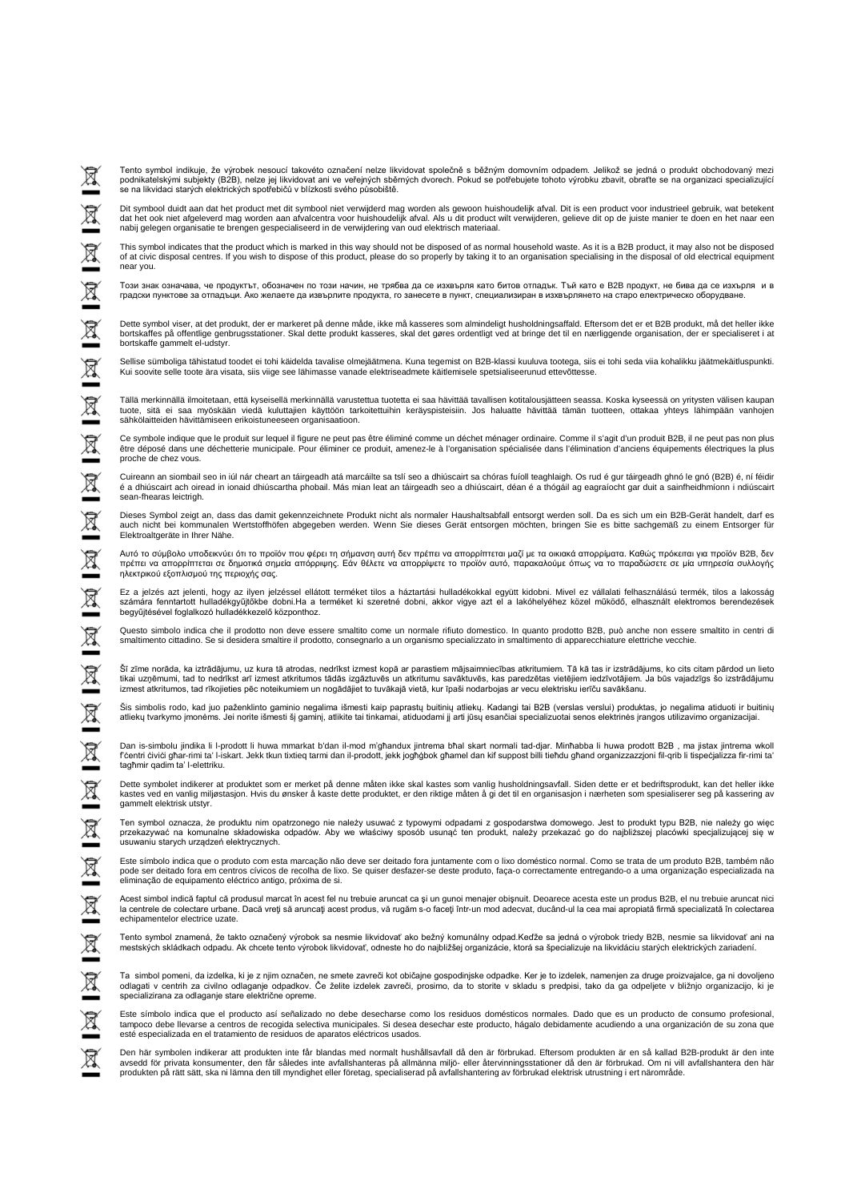Tento symbol indikuje, že výrobek nesoucí takovéto označení nelze likvidovat společně s běžným domovním odpadem. Jelikož se jedná o produkt obchodovaný mezi podnikatelskými subjekty (B2B), nelze jej likvidovat ani ve veřejných sběrných dvorech. Pokud se potřebujete tohoto výrobku zbavit, obraťte se na organizaci specializující se na likvidaci starých elektrických spotřebičů v blízkosti svého působiště.

Dit symbool duidt aan dat het product met dit symbool niet verwijderd mag worden als gewoon huishoudelijk afval. Dit is een product voor industrieel gebruik, wat betekent dat het ook niet afgeleverd mag worden aan afvalcentra voor huishoudelijk afval. Als u dit product wilt verwijderen, gelieve dit op de juiste manier te doen en het naar een nabij gelegen organisatie te brengen gespecialiseerd in de verwijdering van oud elektrisch materiaal.

This symbol indicates that the product which is marked in this way should not be disposed of as normal household waste. As it is a B2B product, it may also not be disposed of at civic disposal centres. If you wish to dispose of this product, please do so properly by taking it to an organisation specialising in the disposal of old electrical equipment near you.

Този знак означава, че продуктът, обозначен по този начин, не трябва да се изхвърля като битов отпадък. Тъй като е B2B продукт, не бива да се изхърля и в градски пунктове за отпадъци. Ако желаете да извърлите продукта, го занесете в пункт, специализиран в изхвърлянето на старо електрическо оборудване.

Dette symbol viser, at det produkt, der er markeret på denne måde, ikke må kasseres som almindeligt husholdningsaffald. Eftersom det er et B2B produkt, må det heller ikke bortskaffes på offentlige genbrugsstationer. Skal dette produkt kasseres, skal det gøres ordentligt ved at bringe det til en nærliggende organisation, der er specialiseret i at bortskaffe gammelt el-udstyr.

Sellise sümboliga tähistatud toodet ei tohi käidelda tavalise olmejäätmena. Kuna tegemist on B2B-klassi kuuluva tootega, siis ei tohi seda viia kohalikku jäätmekäitluspunkti. Kui soovite selle toote ära visata, siis viige see lähimasse vanade elektriseadmete käitlemisele spetsialiseerunud ettevõttesse.

Tällä merkinnällä ilmoitetaan, että kyseisellä merkinnällä varustettua tuotetta ei saa hävittää tavallisen kotitalousjätteen seassa. Koska kyseessä on yritysten välisen kaupan tuote, sitä ei saa myöskään viedä kuluttajien käyttöön tarkoitettuihin keräyspisteisiin. Jos haluatte hävittää tämän tuotteen, ottakaa yhteys lähimpään vanhojen sähkölaitteiden hävittämiseen erikoistuneeseen organisaatioon.

Ce symbole indique que le produit sur lequel il figure ne peut pas être éliminé comme un déchet ménager ordinaire. Comme il s'agit d'un produit B2B, il ne peut pas non plus être déposé dans une déchetterie municipale. Pour éliminer ce produit, amenez-le à l'organisation spécialisée dans l'élimination d'anciens équipements électriques la plus proche de chez vous.

Cuireann an siombail seo in iúl nár cheart an táirgeadh atá marcáilte sa tslí seo a dhiúscairt sa chóras fuíoll teaghlaigh. Os rud é gur táirgeadh ghnó le gnó (B2B) é, ní féidir é a dhiúscairt ach oiread in ionaid dhiúscartha phobail. Más mian leat an táirgeadh seo a dhiúscairt, déan é a thógáil ag eagraíocht gar duit a sainfheidhmíonn i ndiúscairt sean-fhearas leictrigh.

Dieses Symbol zeigt an, dass das damit gekennzeichnete Produkt nicht als normaler Haushaltsabfall entsorgt werden soll. Da es sich um ein B2B-Gerät handelt, darf es auch nicht bei kommunalen Wertstoffhöfen abgegeben werden. Wenn Sie dieses Gerät entsorgen möchten, bringen Sie es bitte sachgemäß zu einem Entsorger für Elektroaltgeräte in Ihrer Nähe.

Αυτό το σύμβολο υποδεικνύει ότι το προϊόν που φέρει τη σήμανση αυτή δεν πρέπει να απορρίπτεται μαζί με τα οικιακά απορρίματα. Καθώς πρόκειται για προϊόν B2B, δεν πρέπει να απορρίπτεται σε δημοτικά σημεία απόρριψης. Εάν θέλετε να απορρίψετε το προϊόν αυτό, παρακαλούμε όπως να το παραδώσετε σε μία υπηρεσία συλλογής ηλεκτρικού εξοπλισμού της περιοχής σας.

Ez a jelzés azt jelenti, hogy az ilyen jelzéssel ellátott terméket tilos a háztartási hulladékokkal együtt kidobni. Mivel ez vállalati felhasználású termék, tilos a lakosság számára fenntartott hulladékgyűjtőkbe dobni.Ha a terméket ki szeretné dobni, akkor vigye azt el a lakóhelyéhez közel működő, elhasznált elektromos berendezések begyűjtésével foglalkozó hulladékkezelő központhoz.

Questo simbolo indica che il prodotto non deve essere smaltito come un normale rifiuto domestico. In quanto prodotto B2B, può anche non essere smaltito in centri di smaltimento cittadino. Se si desidera smaltire il prodotto, consegnarlo a un organismo specializzato in smaltimento di apparecchiature elettriche vecchie.

Šī zīme norāda, ka izstrādājumu, uz kura tā atrodas, nedrīkst izmest kopā ar parastiem mājsaimniecības atkritumiem. Tā kā tas ir izstrādājums, ko cits citam pārdod un lieto tikai uzņēmumi, tad to nedrīkst arī izmest atkritumos tādās izgāztuvēs un atkritumu savāktuvēs, kas paredzētas vietējiem iedzīvotājiem. Ja būs vajadzīgs šo izstrādājumu izmest atkritumos, tad rīkojieties pēc noteikumiem un nogādājiet to tuvākajā vietā, kur īpaši nodarbojas ar vecu elektrisku ierīču savākšanu.

Šis simbolis rodo, kad juo paženklinto gaminio negalima išmesti kaip paprastų buitinių atliekų. Kadangi tai B2B (verslas verslui) produktas, jo negalima atiduoti ir buitinių atliekų tvarkymo įmonėms. Jei norite išmesti šį gaminį, atlikite tai tinkamai, atiduodami jį arti jūsų esančiai specializuotai senos elektrinės įrangos utilizavimo organizacijai.

Dan is-simbolu jindika li l-prodott li huwa mmarkat b'dan il-mod m'għandux jintrema bħal skart normali tad-djar. Minħabba li huwa prodott B2B , ma jistax jintrema wkoll f'ċentri ċiviċi għar-rimi ta' l-iskart. Jekk tkun tixtieq tarmi dan il-prodott, jekk jogħġbok għamel dan kif suppost billi tieħdu għand organizzazzjoni fil-qrib li tispeċjalizza fir-rimi ta' tagħmir qadim ta' l-elettriku.

Dette symbolet indikerer at produktet som er merket på denne måten ikke skal kastes som vanlig husholdningsavfall. Siden dette er et bedriftsprodukt, kan det heller ikke kastes ved en vanlig miljøstasjon. Hvis du ønsker å kaste dette produktet, er den riktige måten å gi det til en organisasjon i nærheten som spesialiserer seg på kassering av gammelt elektrisk utstyr.

Ten symbol oznacza, że produktu nim opatrzonego nie należy usuwać z typowymi odpadami z gospodarstwa domowego. Jest to produkt typu B2B, nie należy go więc przekazywać na komunalne składowiska odpadów. Aby we właściwy sposób usunąć ten produkt, należy przekazać go do najbliższej placówki specjalizującej się w usuwaniu starych urządzeń elektrycznych.

Este símbolo indica que o produto com esta marcação não deve ser deitado fora juntamente com o lixo doméstico normal. Como se trata de um produto B2B, também não pode ser deitado fora em centros cívicos de recolha de lixo. Se quiser desfazer-se deste produto, faça-o correctamente entregando-o a uma organização especializada na eliminação de equipamento eléctrico antigo, próxima de si.

Acest simbol indică faptul că produsul marcat în acest fel nu trebuie aruncat ca şi un gunoi menajer obişnuit. Deoarece acesta este un produs B2B, el nu trebuie aruncat nici la centrele de colectare urbane. Dacă vreţi să aruncaţi acest produs, vă rugăm s-o faceţi într-un mod adecvat, ducând-ul la cea mai apropiată firmă specializată în colectarea echipamentelor electrice uzate.

Tento symbol znamená, že takto označený výrobok sa nesmie likvidovať ako bežný komunálny odpad.Keďže sa jedná o výrobok triedy B2B, nesmie sa likvidovať ani na mestských skládkach odpadu. Ak chcete tento výrobok likvidovať, odneste ho do najbližšej organizácie, ktorá sa špecializuje na likvidáciu starých elektrických zariadení.

Ta simbol pomeni, da izdelka, ki je z njim označen, ne smete zavreči kot običajne gospodinjske odpadke. Ker je to izdelek, namenjen za druge proizvajalce, ga ni dovoljeno odlagati v centrih za civilno odlaganje odpadkov. Če želite izdelek zavreči, prosimo, da to storite v skladu s predpisi, tako da ga odpeljete v bližnjo organizacijo, ki je specializirana za odlaganje stare električne opreme.

Este símbolo indica que el producto así señalizado no debe desecharse como los residuos domésticos normales. Dado que es un producto de consumo profesional, tampoco debe llevarse a centros de recogida selectiva municipales. Si desea desechar este producto, hágalo debidamente acudiendo a una organización de su zona que esté especializada en el tratamiento de residuos de aparatos eléctricos usados.

Den här symbolen indikerar att produkten inte får blandas med normalt hushållsavfall då den är förbrukad. Eftersom produkten är en så kallad B2B-produkt är den inte avsedd för privata konsumenter, den får således inte avfallshanteras på allmänna miljö- eller återvinningsstationer då den är förbrukad. Om ni vill avfallshantera den här produkten på rätt sätt, ska ni lämna den till myndighet eller företag, specialiserad på avfallshantering av förbrukad elektrisk utrustning i ert närområde.